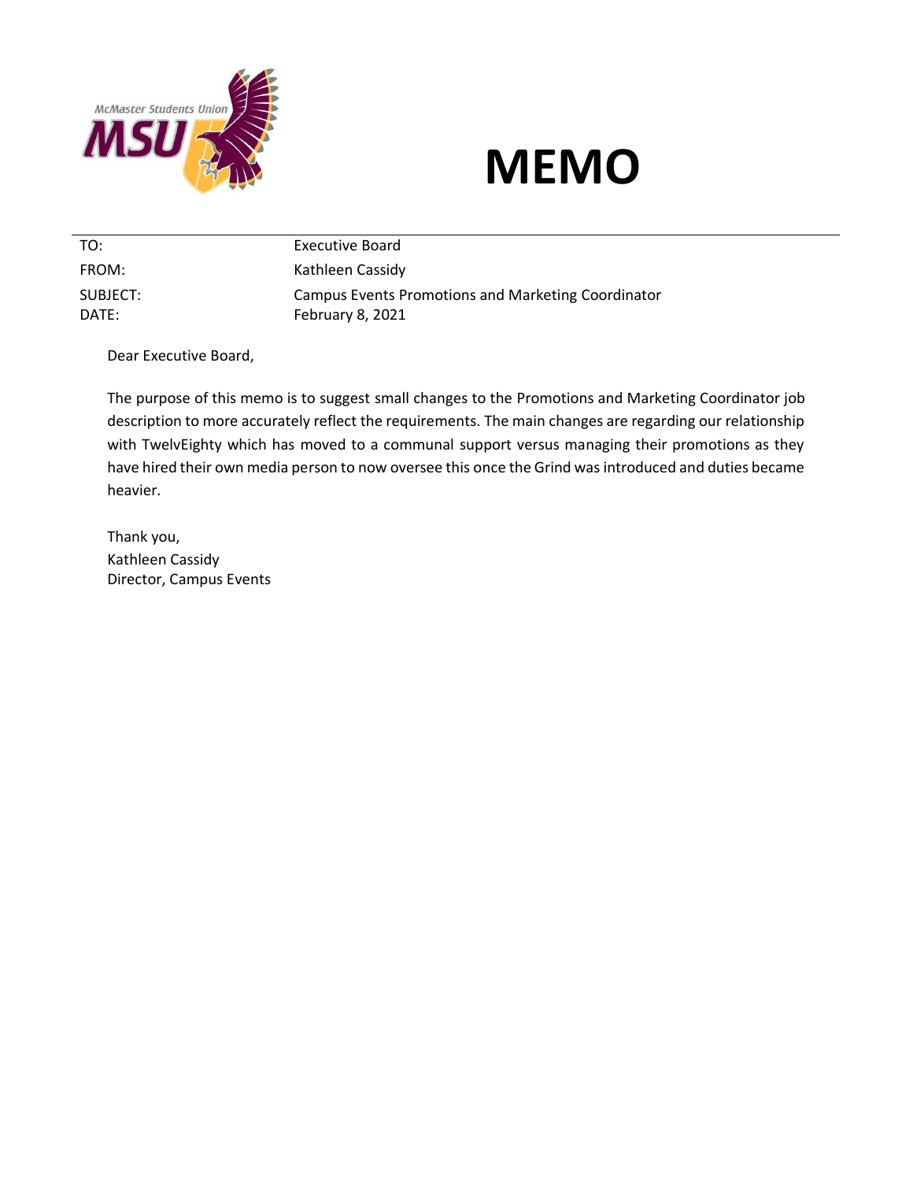# MEMO

| | |
|---|---|
| TO: | Executive Board |
| FROM: | Kathleen Cassidy |
| SUBJECT: | Campus Events Promotions and Marketing Coordinator |
| DATE: | February 8, 2021 |

Dear Executive Board,

The purpose of this memo is to suggest small changes to the Promotions and Marketing Coordinator job description to more accurately reflect the requirements. The main changes are regarding our relationship with TwelvEighty which has moved to a communal support versus managing their promotions as they have hired their own media person to now oversee this once the Grind was introduced and duties became heavier.

Thank you,
Kathleen Cassidy
Director, Campus Events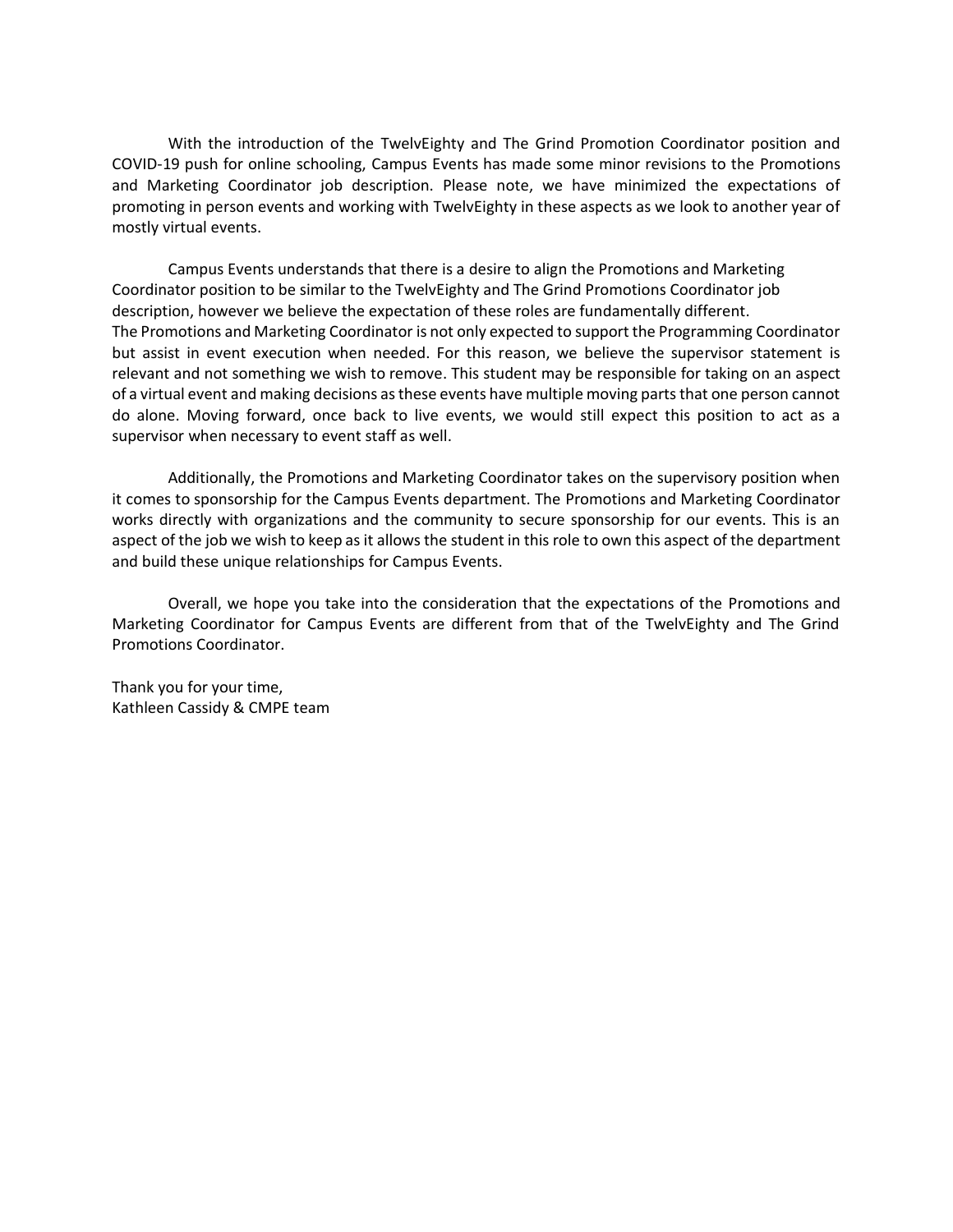With the introduction of the TwelvEighty and The Grind Promotion Coordinator position and COVID-19 push for online schooling, Campus Events has made some minor revisions to the Promotions and Marketing Coordinator job description. Please note, we have minimized the expectations of promoting in person events and working with TwelvEighty in these aspects as we look to another year of mostly virtual events.

Campus Events understands that there is a desire to align the Promotions and Marketing Coordinator position to be similar to the TwelvEighty and The Grind Promotions Coordinator job description, however we believe the expectation of these roles are fundamentally different. The Promotions and Marketing Coordinator is not only expected to support the Programming Coordinator but assist in event execution when needed. For this reason, we believe the supervisor statement is relevant and not something we wish to remove. This student may be responsible for taking on an aspect of a virtual event and making decisions as these events have multiple moving parts that one person cannot do alone. Moving forward, once back to live events, we would still expect this position to act as a supervisor when necessary to event staff as well.

Additionally, the Promotions and Marketing Coordinator takes on the supervisory position when it comes to sponsorship for the Campus Events department. The Promotions and Marketing Coordinator works directly with organizations and the community to secure sponsorship for our events. This is an aspect of the job we wish to keep as it allows the student in this role to own this aspect of the department and build these unique relationships for Campus Events.

Overall, we hope you take into the consideration that the expectations of the Promotions and Marketing Coordinator for Campus Events are different from that of the TwelvEighty and The Grind Promotions Coordinator.

Thank you for your time,
Kathleen Cassidy & CMPE team